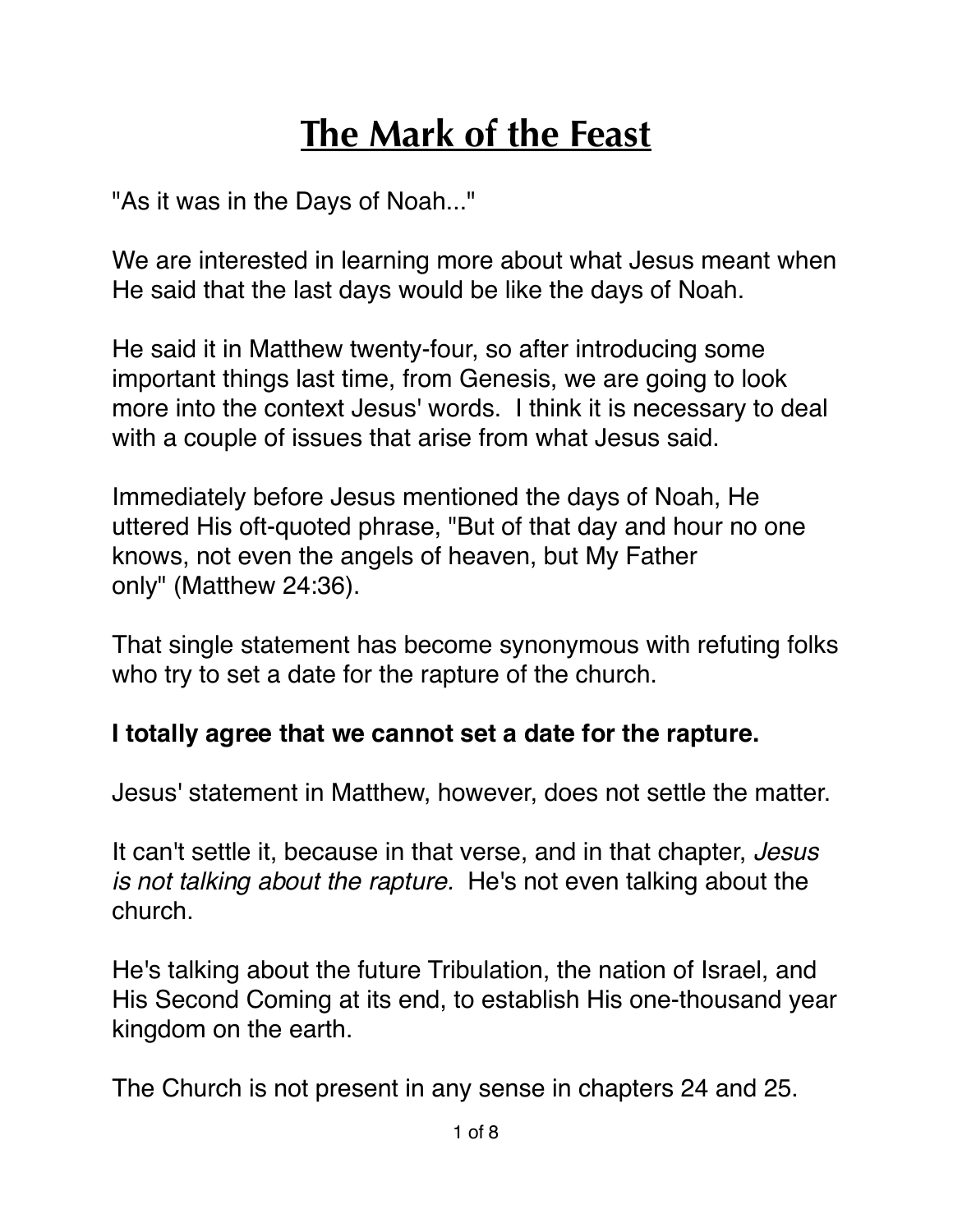# The Mark of the Feast

"As it was in the Days of Noah..."

We are interested in learning more about what Jesus meant when He said that the last days would be like the days of Noah.

He said it in Matthew twenty-four, so after introducing some important things last time, from Genesis, we are going to look more into the context Jesus' words. I think it is necessary to deal with a couple of issues that arise from what Jesus said.

Immediately before Jesus mentioned the days of Noah, He uttered His oft-quoted phrase, "But of that day and hour no one knows, not even the angels of heaven, but My Father only" (Matthew 24:36).

That single statement has become synonymous with refuting folks who try to set a date for the rapture of the church.

**I totally agree that we cannot set a date for the rapture.**

Jesus' statement in Matthew, however, does not settle the matter.

It can't settle it, because in that verse, and in that chapter, *Jesus is not talking about the rapture.* He's not even talking about the church.

He's talking about the future Tribulation, the nation of Israel, and His Second Coming at its end, to establish His one-thousand year kingdom on the earth.

The Church is not present in any sense in chapters 24 and 25.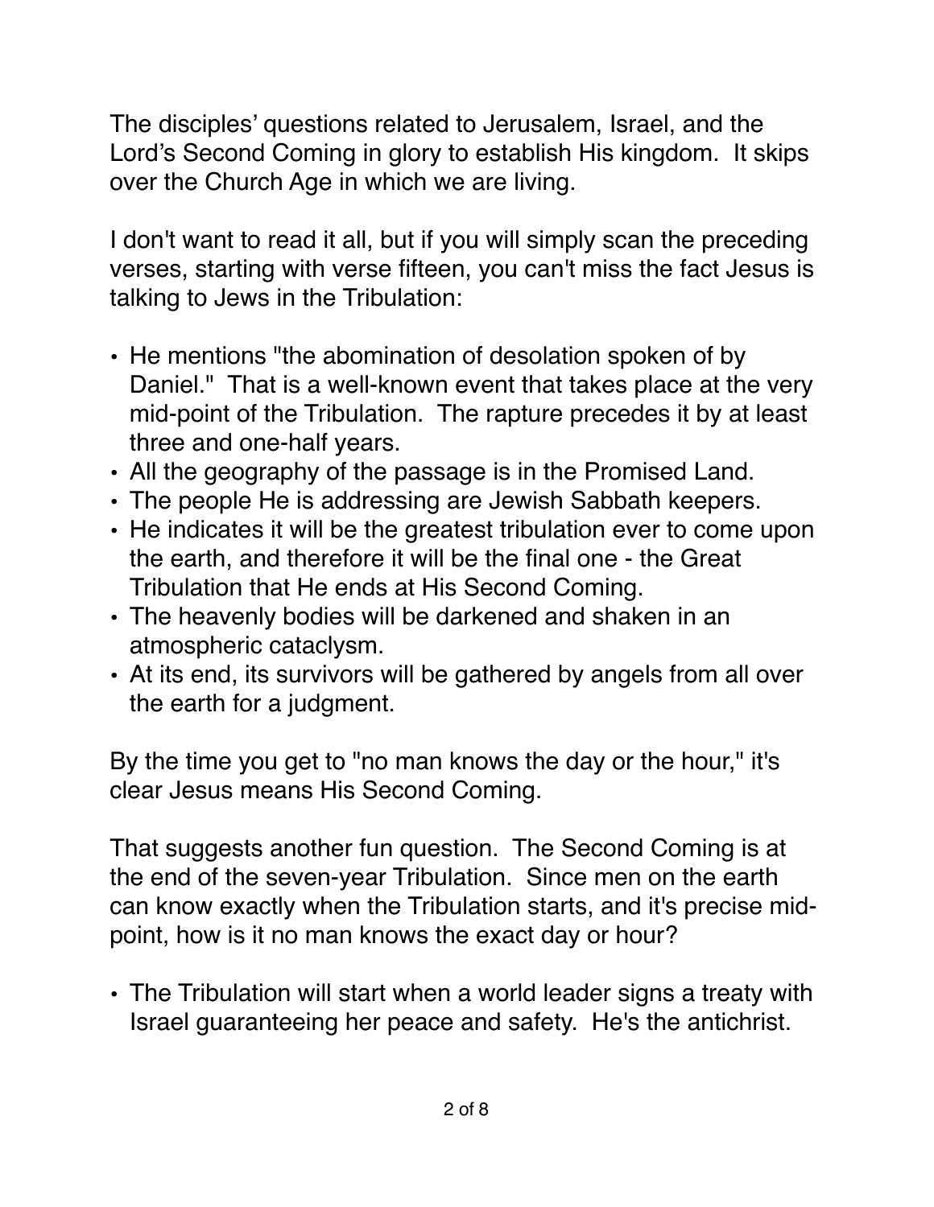The disciples' questions related to Jerusalem, Israel, and the Lord's Second Coming in glory to establish His kingdom. It skips over the Church Age in which we are living.

I don't want to read it all, but if you will simply scan the preceding verses, starting with verse fifteen, you can't miss the fact Jesus is talking to Jews in the Tribulation:

- He mentions "the abomination of desolation spoken of by Daniel." That is a well-known event that takes place at the very mid-point of the Tribulation. The rapture precedes it by at least three and one-half years.
- All the geography of the passage is in the Promised Land.
- The people He is addressing are Jewish Sabbath keepers.
- He indicates it will be the greatest tribulation ever to come upon the earth, and therefore it will be the final one - the Great Tribulation that He ends at His Second Coming.
- The heavenly bodies will be darkened and shaken in an atmospheric cataclysm.
- At its end, its survivors will be gathered by angels from all over the earth for a judgment.

By the time you get to "no man knows the day or the hour," it's clear Jesus means His Second Coming.

That suggests another fun question. The Second Coming is at the end of the seven-year Tribulation. Since men on the earth can know exactly when the Tribulation starts, and it's precise mid-point, how is it no man knows the exact day or hour?

- The Tribulation will start when a world leader signs a treaty with Israel guaranteeing her peace and safety. He's the antichrist.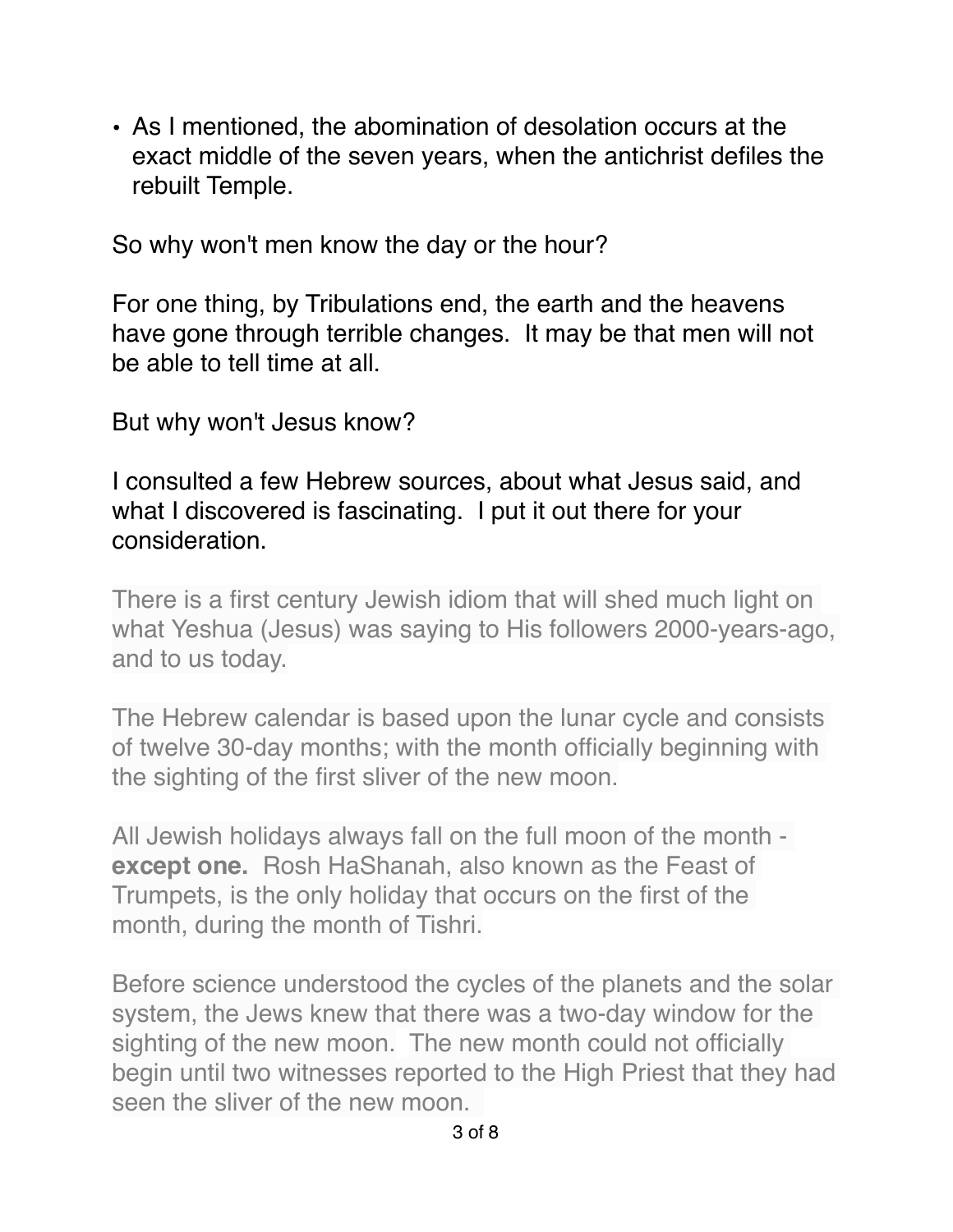- As I mentioned, the abomination of desolation occurs at the exact middle of the seven years, when the antichrist defiles the rebuilt Temple.

So why won't men know the day or the hour?

For one thing, by Tribulations end, the earth and the heavens have gone through terrible changes. It may be that men will not be able to tell time at all.

But why won't Jesus know?

I consulted a few Hebrew sources, about what Jesus said, and what I discovered is fascinating. I put it out there for your consideration.

There is a first century Jewish idiom that will shed much light on what Yeshua (Jesus) was saying to His followers 2000-years-ago, and to us today.

The Hebrew calendar is based upon the lunar cycle and consists of twelve 30-day months; with the month officially beginning with the sighting of the first sliver of the new moon.

All Jewish holidays always fall on the full moon of the month - **except one.** Rosh HaShanah, also known as the Feast of Trumpets, is the only holiday that occurs on the first of the month, during the month of Tishri.

Before science understood the cycles of the planets and the solar system, the Jews knew that there was a two-day window for the sighting of the new moon. The new month could not officially begin until two witnesses reported to the High Priest that they had seen the sliver of the new moon.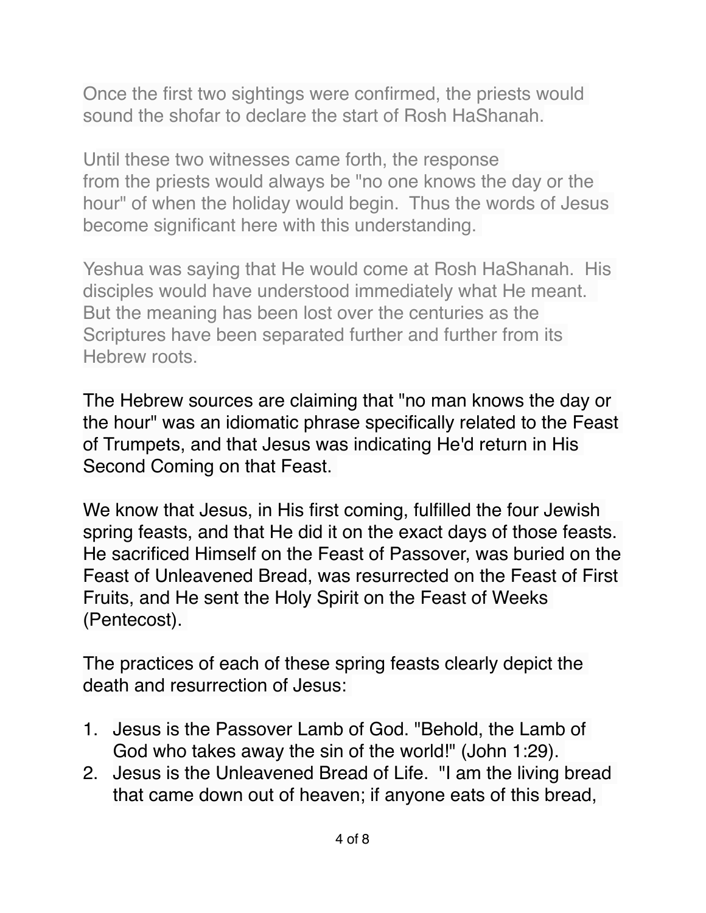Once the first two sightings were confirmed, the priests would sound the shofar to declare the start of Rosh HaShanah.

Until these two witnesses came forth, the response from the priests would always be "no one knows the day or the hour" of when the holiday would begin. Thus the words of Jesus become significant here with this understanding.

Yeshua was saying that He would come at Rosh HaShanah. His disciples would have understood immediately what He meant. But the meaning has been lost over the centuries as the Scriptures have been separated further and further from its Hebrew roots.

The Hebrew sources are claiming that "no man knows the day or the hour" was an idiomatic phrase specifically related to the Feast of Trumpets, and that Jesus was indicating He'd return in His Second Coming on that Feast.

We know that Jesus, in His first coming, fulfilled the four Jewish spring feasts, and that He did it on the exact days of those feasts. He sacrificed Himself on the Feast of Passover, was buried on the Feast of Unleavened Bread, was resurrected on the Feast of First Fruits, and He sent the Holy Spirit on the Feast of Weeks (Pentecost).

The practices of each of these spring feasts clearly depict the death and resurrection of Jesus:

1. Jesus is the Passover Lamb of God. "Behold, the Lamb of God who takes away the sin of the world!" (John 1:29).
2. Jesus is the Unleavened Bread of Life. "I am the living bread that came down out of heaven; if anyone eats of this bread,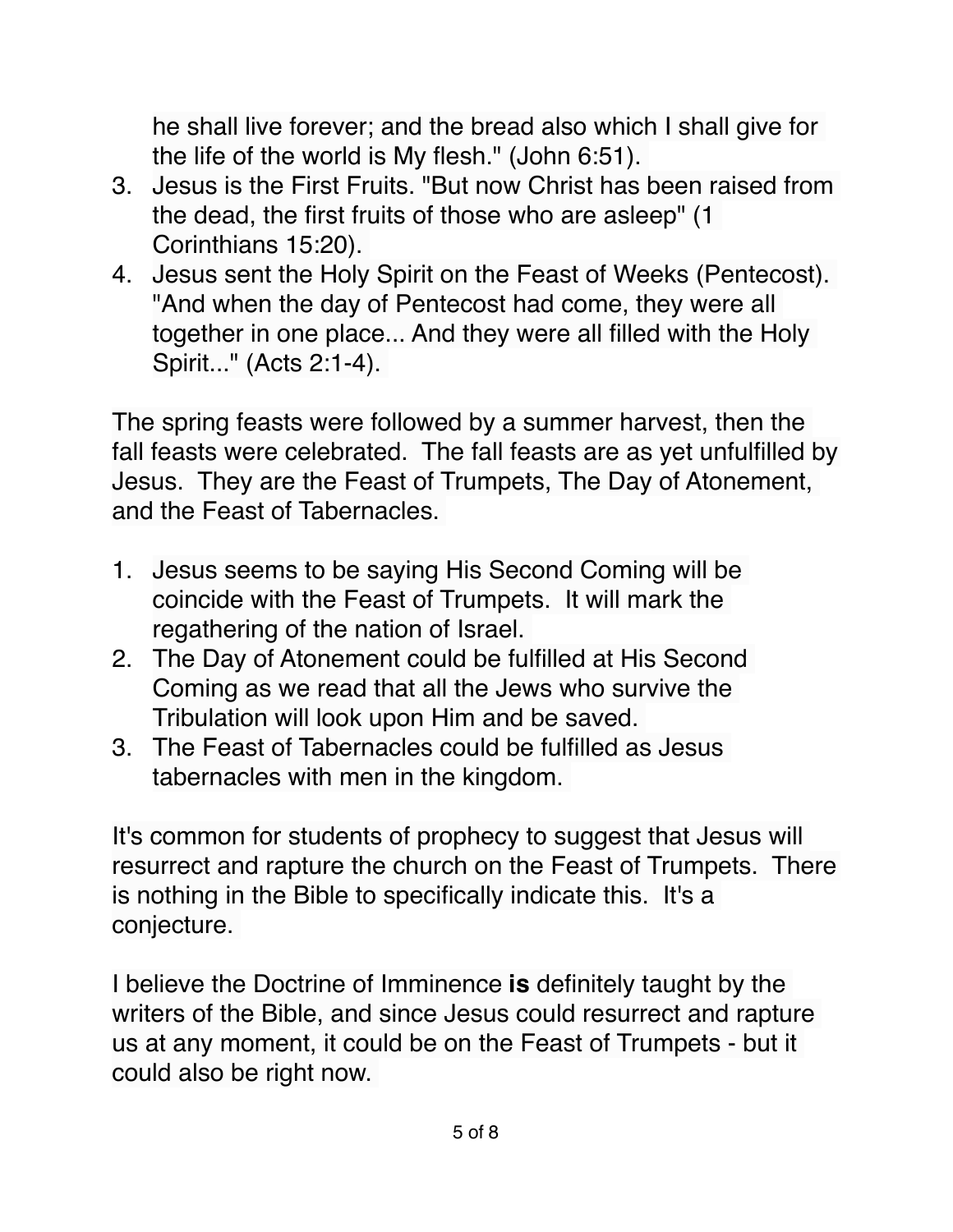he shall live forever; and the bread also which I shall give for the life of the world is My flesh." (John 6:51).

3. Jesus is the First Fruits. "But now Christ has been raised from the dead, the first fruits of those who are asleep" (1 Corinthians 15:20).
4. Jesus sent the Holy Spirit on the Feast of Weeks (Pentecost). "And when the day of Pentecost had come, they were all together in one place... And they were all filled with the Holy Spirit..." (Acts 2:1-4).

The spring feasts were followed by a summer harvest, then the fall feasts were celebrated. The fall feasts are as yet unfulfilled by Jesus. They are the Feast of Trumpets, The Day of Atonement, and the Feast of Tabernacles.

1. Jesus seems to be saying His Second Coming will be coincide with the Feast of Trumpets. It will mark the regathering of the nation of Israel.
2. The Day of Atonement could be fulfilled at His Second Coming as we read that all the Jews who survive the Tribulation will look upon Him and be saved.
3. The Feast of Tabernacles could be fulfilled as Jesus tabernacles with men in the kingdom.

It's common for students of prophecy to suggest that Jesus will resurrect and rapture the church on the Feast of Trumpets. There is nothing in the Bible to specifically indicate this. It's a conjecture.

I believe the Doctrine of Imminence **is** definitely taught by the writers of the Bible, and since Jesus could resurrect and rapture us at any moment, it could be on the Feast of Trumpets - but it could also be right now.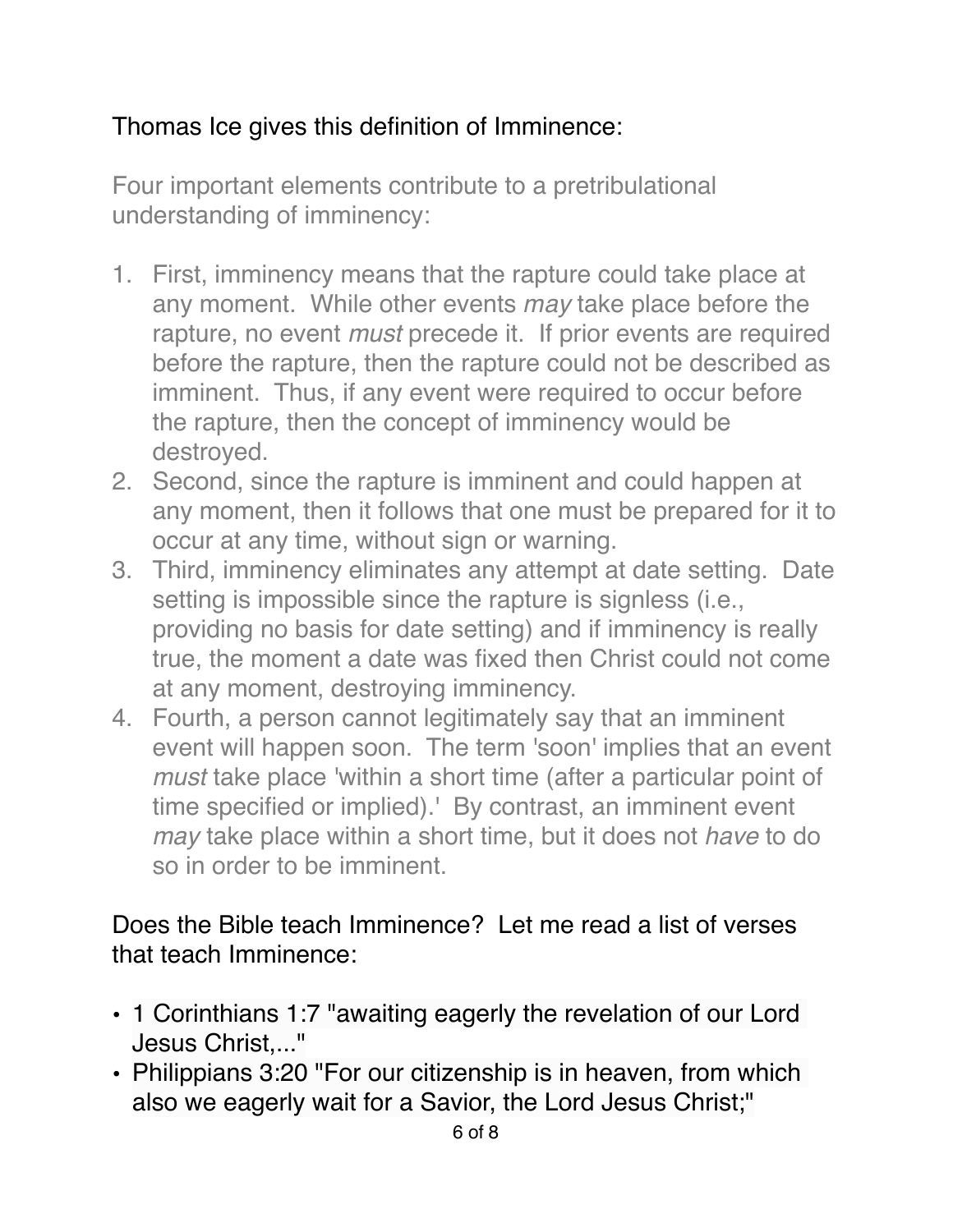Thomas Ice gives this definition of Imminence:

Four important elements contribute to a pretribulational understanding of imminency:

1. First, imminency means that the rapture could take place at any moment. While other events *may* take place before the rapture, no event *must* precede it. If prior events are required before the rapture, then the rapture could not be described as imminent. Thus, if any event were required to occur before the rapture, then the concept of imminency would be destroyed.
2. Second, since the rapture is imminent and could happen at any moment, then it follows that one must be prepared for it to occur at any time, without sign or warning.
3. Third, imminency eliminates any attempt at date setting. Date setting is impossible since the rapture is signless (i.e., providing no basis for date setting) and if imminency is really true, the moment a date was fixed then Christ could not come at any moment, destroying imminency.
4. Fourth, a person cannot legitimately say that an imminent event will happen soon. The term 'soon' implies that an event *must* take place 'within a short time (after a particular point of time specified or implied).' By contrast, an imminent event *may* take place within a short time, but it does not *have* to do so in order to be imminent.

Does the Bible teach Imminence? Let me read a list of verses that teach Imminence:

- 1 Corinthians 1:7 "awaiting eagerly the revelation of our Lord Jesus Christ,..."
- Philippians 3:20 "For our citizenship is in heaven, from which also we eagerly wait for a Savior, the Lord Jesus Christ;"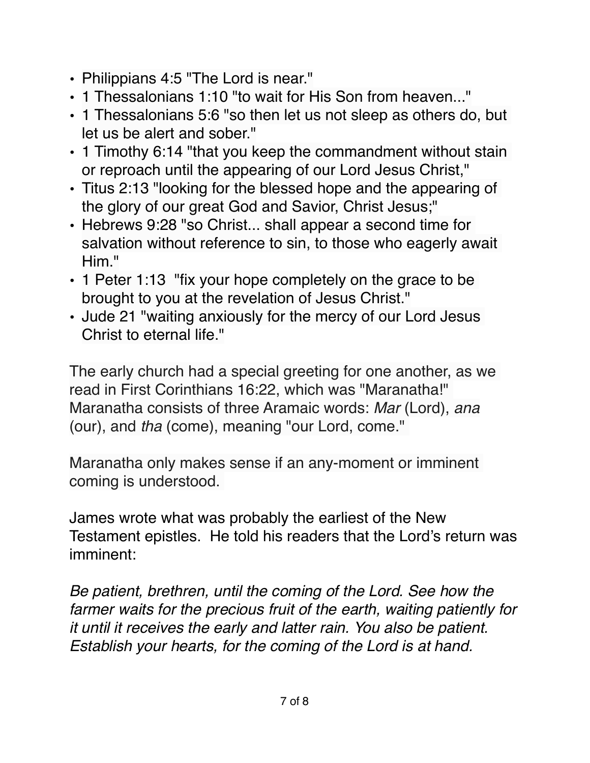- Philippians 4:5 "The Lord is near."
- 1 Thessalonians 1:10 "to wait for His Son from heaven..."
- 1 Thessalonians 5:6 "so then let us not sleep as others do, but let us be alert and sober."
- 1 Timothy 6:14 "that you keep the commandment without stain or reproach until the appearing of our Lord Jesus Christ,"
- Titus 2:13 "looking for the blessed hope and the appearing of the glory of our great God and Savior, Christ Jesus;"
- Hebrews 9:28 "so Christ... shall appear a second time for salvation without reference to sin, to those who eagerly await Him."
- 1 Peter 1:13 "fix your hope completely on the grace to be brought to you at the revelation of Jesus Christ."
- Jude 21 "waiting anxiously for the mercy of our Lord Jesus Christ to eternal life."

The early church had a special greeting for one another, as we read in First Corinthians 16:22, which was "Maranatha!" Maranatha consists of three Aramaic words: *Mar* (Lord), *ana* (our), and *tha* (come), meaning "our Lord, come."

Maranatha only makes sense if an any-moment or imminent coming is understood.

James wrote what was probably the earliest of the New Testament epistles. He told his readers that the Lord's return was imminent:

*Be patient, brethren, until the coming of the Lord. See how the farmer waits for the precious fruit of the earth, waiting patiently for it until it receives the early and latter rain. You also be patient. Establish your hearts, for the coming of the Lord is at hand.*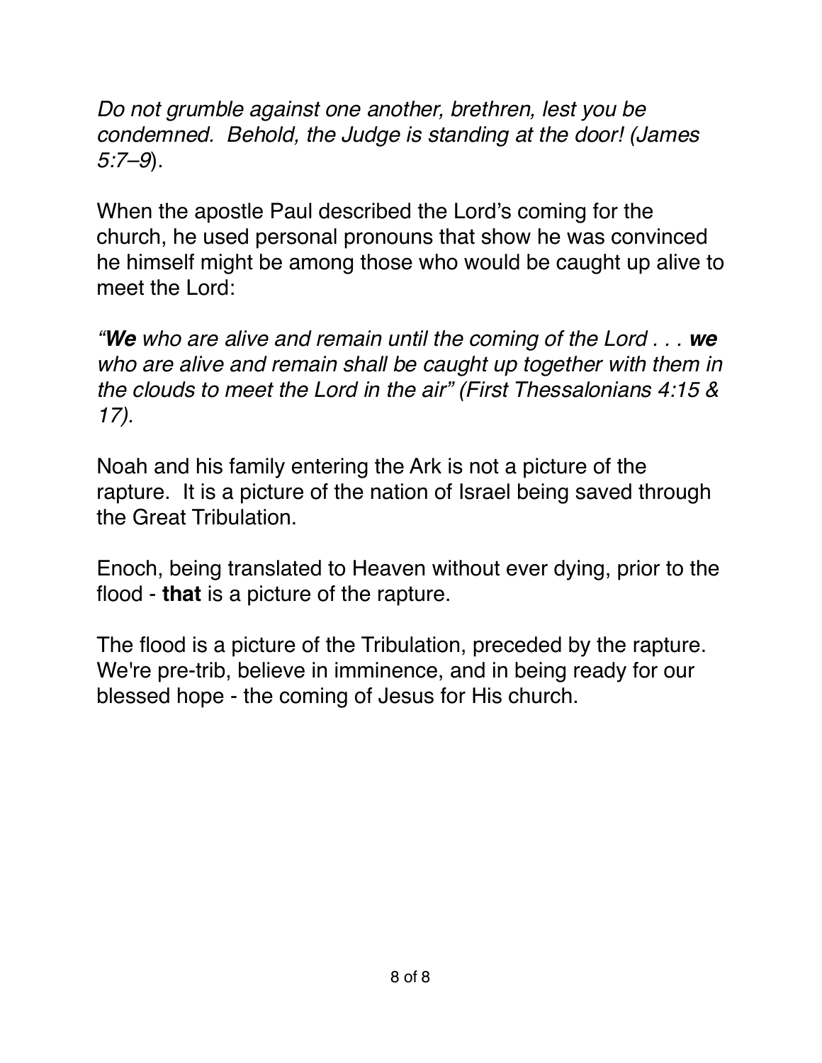*Do not grumble against one another, brethren, lest you be condemned. Behold, the Judge is standing at the door! (James 5:7–9*).

When the apostle Paul described the Lord's coming for the church, he used personal pronouns that show he was convinced he himself might be among those who would be caught up alive to meet the Lord:

*"**We** who are alive and remain until the coming of the Lord . . . **we** who are alive and remain shall be caught up together with them in the clouds to meet the Lord in the air" (First Thessalonians 4:15 & 17).*

Noah and his family entering the Ark is not a picture of the rapture. It is a picture of the nation of Israel being saved through the Great Tribulation.

Enoch, being translated to Heaven without ever dying, prior to the flood - **that** is a picture of the rapture.

The flood is a picture of the Tribulation, preceded by the rapture. We're pre-trib, believe in imminence, and in being ready for our blessed hope - the coming of Jesus for His church.